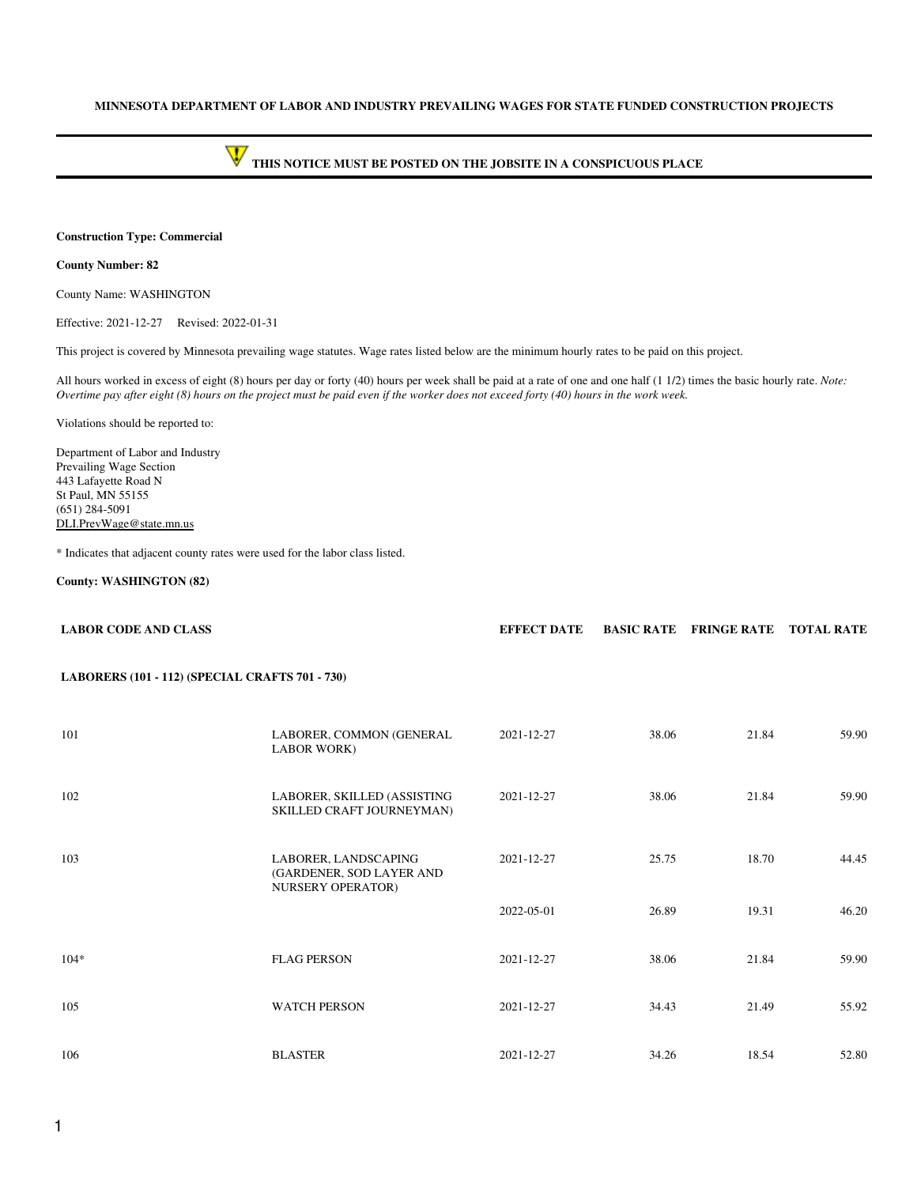**MINNESOTA DEPARTMENT OF LABOR AND INDUSTRY PREVAILING WAGES FOR STATE FUNDED CONSTRUCTION PROJECTS**

**THIS NOTICE MUST BE POSTED ON THE JOBSITE IN A CONSPICUOUS PLACE**

**Construction Type: Commercial**

**County Number: 82**

County Name: WASHINGTON

Effective: 2021-12-27 Revised: 2022-01-31

This project is covered by Minnesota prevailing wage statutes. Wage rates listed below are the minimum hourly rates to be paid on this project.

All hours worked in excess of eight (8) hours per day or forty (40) hours per week shall be paid at a rate of one and one half (1 1/2) times the basic hourly rate. *Note: Overtime pay after eight (8) hours on the project must be paid even if the worker does not exceed forty (40) hours in the work week.*

Violations should be reported to:

Department of Labor and Industry
Prevailing Wage Section
443 Lafayette Road N
St Paul, MN 55155
(651) 284-5091
DLI.PrevWage@state.mn.us

* Indicates that adjacent county rates were used for the labor class listed.

**County: WASHINGTON (82)**

| LABOR CODE AND CLASS | | EFFECT DATE | BASIC RATE | FRINGE RATE | TOTAL RATE |
|---|---|---|---|---|---|
| **LABORERS (101 - 112) (SPECIAL CRAFTS 701 - 730)** | | | | | |
| 101 | LABORER, COMMON (GENERAL LABOR WORK) | 2021-12-27 | 38.06 | 21.84 | 59.90 |
| 102 | LABORER, SKILLED (ASSISTING SKILLED CRAFT JOURNEYMAN) | 2021-12-27 | 38.06 | 21.84 | 59.90 |
| 103 | LABORER, LANDSCAPING (GARDENER, SOD LAYER AND NURSERY OPERATOR) | 2021-12-27 | 25.75 | 18.70 | 44.45 |
| | | 2022-05-01 | 26.89 | 19.31 | 46.20 |
| 104* | FLAG PERSON | 2021-12-27 | 38.06 | 21.84 | 59.90 |
| 105 | WATCH PERSON | 2021-12-27 | 34.43 | 21.49 | 55.92 |
| 106 | BLASTER | 2021-12-27 | 34.26 | 18.54 | 52.80 |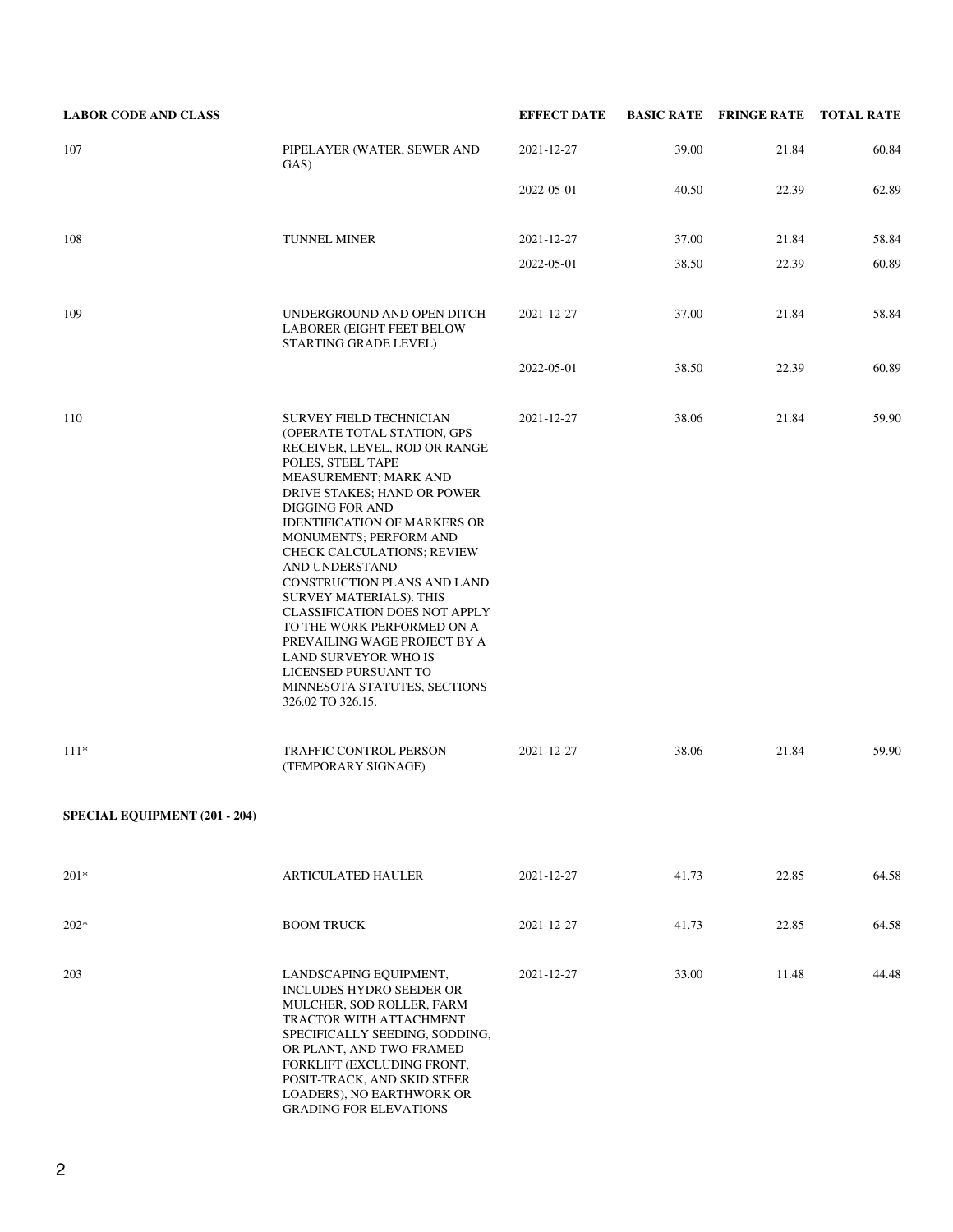| LABOR CODE AND CLASS | | EFFECT DATE | BASIC RATE | FRINGE RATE | TOTAL RATE |
|---|---|---|---|---|---|
| 107 | PIPELAYER (WATER, SEWER AND GAS) | 2021-12-27 | 39.00 | 21.84 | 60.84 |
| | | 2022-05-01 | 40.50 | 22.39 | 62.89 |
| 108 | TUNNEL MINER | 2021-12-27 | 37.00 | 21.84 | 58.84 |
| | | 2022-05-01 | 38.50 | 22.39 | 60.89 |
| 109 | UNDERGROUND AND OPEN DITCH LABORER (EIGHT FEET BELOW STARTING GRADE LEVEL) | 2021-12-27 | 37.00 | 21.84 | 58.84 |
| | | 2022-05-01 | 38.50 | 22.39 | 60.89 |
| 110 | SURVEY FIELD TECHNICIAN (OPERATE TOTAL STATION, GPS RECEIVER, LEVEL, ROD OR RANGE POLES, STEEL TAPE MEASUREMENT; MARK AND DRIVE STAKES; HAND OR POWER DIGGING FOR AND IDENTIFICATION OF MARKERS OR MONUMENTS; PERFORM AND CHECK CALCULATIONS; REVIEW AND UNDERSTAND CONSTRUCTION PLANS AND LAND SURVEY MATERIALS). THIS CLASSIFICATION DOES NOT APPLY TO THE WORK PERFORMED ON A PREVAILING WAGE PROJECT BY A LAND SURVEYOR WHO IS LICENSED PURSUANT TO MINNESOTA STATUTES, SECTIONS 326.02 TO 326.15. | 2021-12-27 | 38.06 | 21.84 | 59.90 |
| 111* | TRAFFIC CONTROL PERSON (TEMPORARY SIGNAGE) | 2021-12-27 | 38.06 | 21.84 | 59.90 |
| **SPECIAL EQUIPMENT (201 - 204)** | | | | | |
| 201* | ARTICULATED HAULER | 2021-12-27 | 41.73 | 22.85 | 64.58 |
| 202* | BOOM TRUCK | 2021-12-27 | 41.73 | 22.85 | 64.58 |
| 203 | LANDSCAPING EQUIPMENT, INCLUDES HYDRO SEEDER OR MULCHER, SOD ROLLER, FARM TRACTOR WITH ATTACHMENT SPECIFICALLY SEEDING, SODDING, OR PLANT, AND TWO-FRAMED FORKLIFT (EXCLUDING FRONT, POSIT-TRACK, AND SKID STEER LOADERS), NO EARTHWORK OR GRADING FOR ELEVATIONS | 2021-12-27 | 33.00 | 11.48 | 44.48 |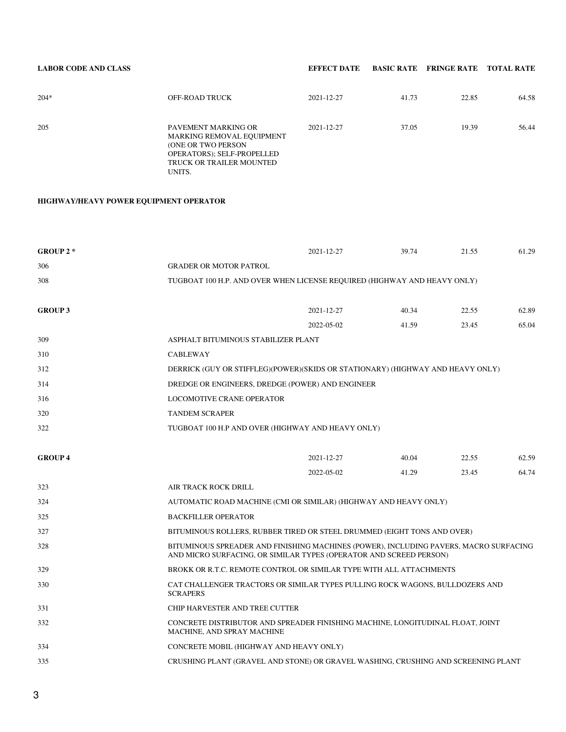| LABOR CODE AND CLASS | | EFFECT DATE | BASIC RATE | FRINGE RATE | TOTAL RATE |
|---|---|---|---|---|---|
| 204* | OFF-ROAD TRUCK | 2021-12-27 | 41.73 | 22.85 | 64.58 |
| 205 | PAVEMENT MARKING OR MARKING REMOVAL EQUIPMENT (ONE OR TWO PERSON OPERATORS); SELF-PROPELLED TRUCK OR TRAILER MOUNTED UNITS. | 2021-12-27 | 37.05 | 19.39 | 56.44 |

**HIGHWAY/HEAVY POWER EQUIPMENT OPERATOR**

| LABOR CODE AND CLASS | | EFFECT DATE | BASIC RATE | FRINGE RATE | TOTAL RATE |
|---|---|---|---|---|---|
| **GROUP 2 *** | | 2021-12-27 | 39.74 | 21.55 | 61.29 |
| 306 | GRADER OR MOTOR PATROL | | | | |
| 308 | TUGBOAT 100 H.P. AND OVER WHEN LICENSE REQUIRED (HIGHWAY AND HEAVY ONLY) | | | | |
| **GROUP 3** | | 2021-12-27 | 40.34 | 22.55 | 62.89 |
| | | 2022-05-02 | 41.59 | 23.45 | 65.04 |
| 309 | ASPHALT BITUMINOUS STABILIZER PLANT | | | | |
| 310 | CABLEWAY | | | | |
| 312 | DERRICK (GUY OR STIFFLEG)(POWER)(SKIDS OR STATIONARY) (HIGHWAY AND HEAVY ONLY) | | | | |
| 314 | DREDGE OR ENGINEERS, DREDGE (POWER) AND ENGINEER | | | | |
| 316 | LOCOMOTIVE CRANE OPERATOR | | | | |
| 320 | TANDEM SCRAPER | | | | |
| 322 | TUGBOAT 100 H.P AND OVER (HIGHWAY AND HEAVY ONLY) | | | | |
| **GROUP 4** | | 2021-12-27 | 40.04 | 22.55 | 62.59 |
| | | 2022-05-02 | 41.29 | 23.45 | 64.74 |
| 323 | AIR TRACK ROCK DRILL | | | | |
| 324 | AUTOMATIC ROAD MACHINE (CMI OR SIMILAR) (HIGHWAY AND HEAVY ONLY) | | | | |
| 325 | BACKFILLER OPERATOR | | | | |
| 327 | BITUMINOUS ROLLERS, RUBBER TIRED OR STEEL DRUMMED (EIGHT TONS AND OVER) | | | | |
| 328 | BITUMINOUS SPREADER AND FINISHING MACHINES (POWER), INCLUDING PAVERS, MACRO SURFACING AND MICRO SURFACING, OR SIMILAR TYPES (OPERATOR AND SCREED PERSON) | | | | |
| 329 | BROKK OR R.T.C. REMOTE CONTROL OR SIMILAR TYPE WITH ALL ATTACHMENTS | | | | |
| 330 | CAT CHALLENGER TRACTORS OR SIMILAR TYPES PULLING ROCK WAGONS, BULLDOZERS AND SCRAPERS | | | | |
| 331 | CHIP HARVESTER AND TREE CUTTER | | | | |
| 332 | CONCRETE DISTRIBUTOR AND SPREADER FINISHING MACHINE, LONGITUDINAL FLOAT, JOINT MACHINE, AND SPRAY MACHINE | | | | |
| 334 | CONCRETE MOBIL (HIGHWAY AND HEAVY ONLY) | | | | |
| 335 | CRUSHING PLANT (GRAVEL AND STONE) OR GRAVEL WASHING, CRUSHING AND SCREENING PLANT | | | | |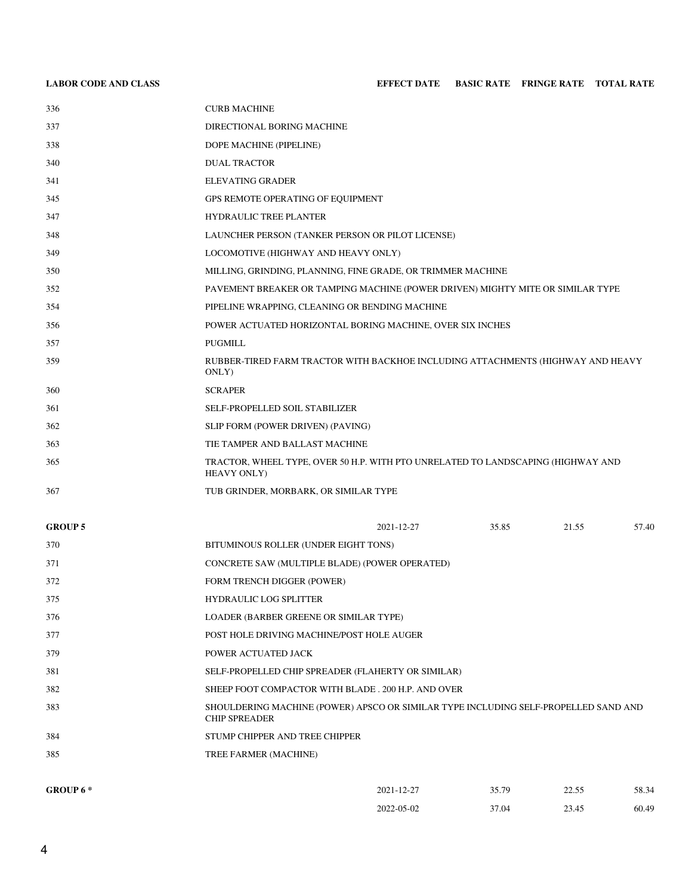| LABOR CODE AND CLASS | | EFFECT DATE | BASIC RATE | FRINGE RATE | TOTAL RATE |
|---|---|---|---|---|---|
| 336 | CURB MACHINE | | | | |
| 337 | DIRECTIONAL BORING MACHINE | | | | |
| 338 | DOPE MACHINE (PIPELINE) | | | | |
| 340 | DUAL TRACTOR | | | | |
| 341 | ELEVATING GRADER | | | | |
| 345 | GPS REMOTE OPERATING OF EQUIPMENT | | | | |
| 347 | HYDRAULIC TREE PLANTER | | | | |
| 348 | LAUNCHER PERSON (TANKER PERSON OR PILOT LICENSE) | | | | |
| 349 | LOCOMOTIVE (HIGHWAY AND HEAVY ONLY) | | | | |
| 350 | MILLING, GRINDING, PLANNING, FINE GRADE, OR TRIMMER MACHINE | | | | |
| 352 | PAVEMENT BREAKER OR TAMPING MACHINE (POWER DRIVEN) MIGHTY MITE OR SIMILAR TYPE | | | | |
| 354 | PIPELINE WRAPPING, CLEANING OR BENDING MACHINE | | | | |
| 356 | POWER ACTUATED HORIZONTAL BORING MACHINE, OVER SIX INCHES | | | | |
| 357 | PUGMILL | | | | |
| 359 | RUBBER-TIRED FARM TRACTOR WITH BACKHOE INCLUDING ATTACHMENTS (HIGHWAY AND HEAVY ONLY) | | | | |
| 360 | SCRAPER | | | | |
| 361 | SELF-PROPELLED SOIL STABILIZER | | | | |
| 362 | SLIP FORM (POWER DRIVEN) (PAVING) | | | | |
| 363 | TIE TAMPER AND BALLAST MACHINE | | | | |
| 365 | TRACTOR, WHEEL TYPE, OVER 50 H.P. WITH PTO UNRELATED TO LANDSCAPING (HIGHWAY AND HEAVY ONLY) | | | | |
| 367 | TUB GRINDER, MORBARK, OR SIMILAR TYPE | | | | |
| **GROUP 5** | | 2021-12-27 | 35.85 | 21.55 | 57.40 |
| 370 | BITUMINOUS ROLLER (UNDER EIGHT TONS) | | | | |
| 371 | CONCRETE SAW (MULTIPLE BLADE) (POWER OPERATED) | | | | |
| 372 | FORM TRENCH DIGGER (POWER) | | | | |
| 375 | HYDRAULIC LOG SPLITTER | | | | |
| 376 | LOADER (BARBER GREENE OR SIMILAR TYPE) | | | | |
| 377 | POST HOLE DRIVING MACHINE/POST HOLE AUGER | | | | |
| 379 | POWER ACTUATED JACK | | | | |
| 381 | SELF-PROPELLED CHIP SPREADER (FLAHERTY OR SIMILAR) | | | | |
| 382 | SHEEP FOOT COMPACTOR WITH BLADE . 200 H.P. AND OVER | | | | |
| 383 | SHOULDERING MACHINE (POWER) APSCO OR SIMILAR TYPE INCLUDING SELF-PROPELLED SAND AND CHIP SPREADER | | | | |
| 384 | STUMP CHIPPER AND TREE CHIPPER | | | | |
| 385 | TREE FARMER (MACHINE) | | | | |
| **GROUP 6 *** | | 2021-12-27 | 35.79 | 22.55 | 58.34 |
| | | 2022-05-02 | 37.04 | 23.45 | 60.49 |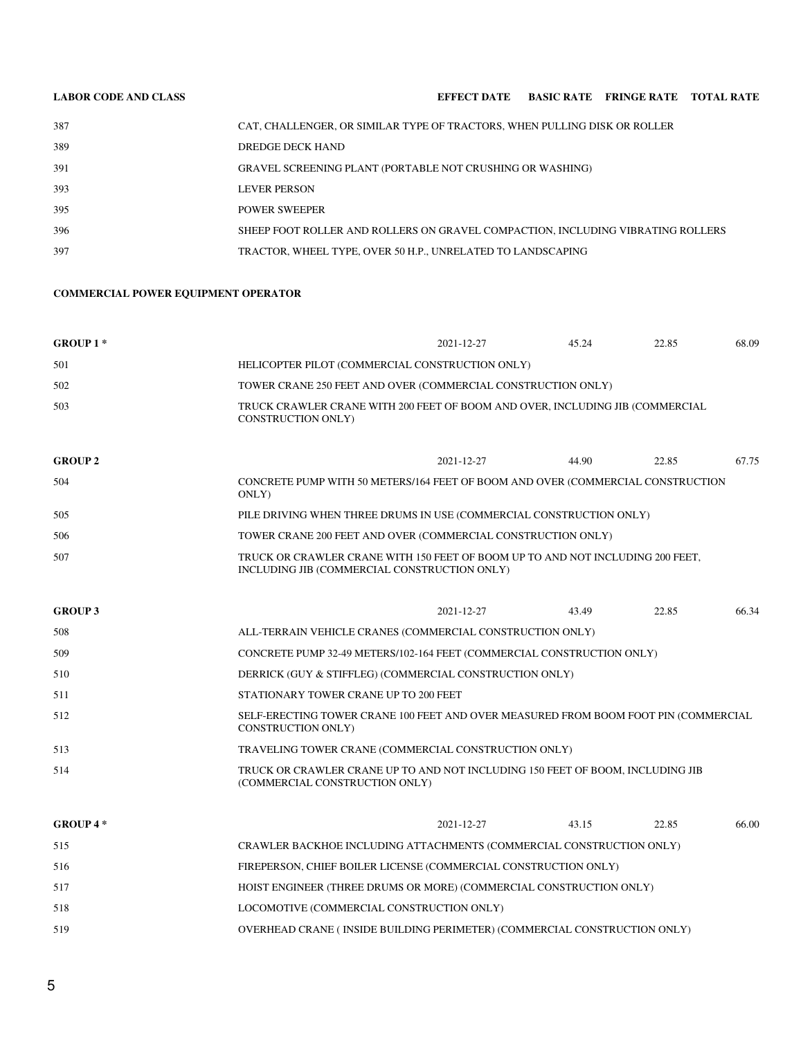| LABOR CODE AND CLASS | | EFFECT DATE | BASIC RATE | FRINGE RATE | TOTAL RATE |
|---|---|---|---|---|---|
| 387 | CAT, CHALLENGER, OR SIMILAR TYPE OF TRACTORS, WHEN PULLING DISK OR ROLLER | | | | |
| 389 | DREDGE DECK HAND | | | | |
| 391 | GRAVEL SCREENING PLANT (PORTABLE NOT CRUSHING OR WASHING) | | | | |
| 393 | LEVER PERSON | | | | |
| 395 | POWER SWEEPER | | | | |
| 396 | SHEEP FOOT ROLLER AND ROLLERS ON GRAVEL COMPACTION, INCLUDING VIBRATING ROLLERS | | | | |
| 397 | TRACTOR, WHEEL TYPE, OVER 50 H.P., UNRELATED TO LANDSCAPING | | | | |

**COMMERCIAL POWER EQUIPMENT OPERATOR**

| LABOR CODE AND CLASS | | EFFECT DATE | BASIC RATE | FRINGE RATE | TOTAL RATE |
|---|---|---|---|---|---|
| **GROUP 1 *** | | 2021-12-27 | 45.24 | 22.85 | 68.09 |
| 501 | HELICOPTER PILOT (COMMERCIAL CONSTRUCTION ONLY) | | | | |
| 502 | TOWER CRANE 250 FEET AND OVER (COMMERCIAL CONSTRUCTION ONLY) | | | | |
| 503 | TRUCK CRAWLER CRANE WITH 200 FEET OF BOOM AND OVER, INCLUDING JIB (COMMERCIAL CONSTRUCTION ONLY) | | | | |
| **GROUP 2** | | 2021-12-27 | 44.90 | 22.85 | 67.75 |
| 504 | CONCRETE PUMP WITH 50 METERS/164 FEET OF BOOM AND OVER (COMMERCIAL CONSTRUCTION ONLY) | | | | |
| 505 | PILE DRIVING WHEN THREE DRUMS IN USE (COMMERCIAL CONSTRUCTION ONLY) | | | | |
| 506 | TOWER CRANE 200 FEET AND OVER (COMMERCIAL CONSTRUCTION ONLY) | | | | |
| 507 | TRUCK OR CRAWLER CRANE WITH 150 FEET OF BOOM UP TO AND NOT INCLUDING 200 FEET, INCLUDING JIB (COMMERCIAL CONSTRUCTION ONLY) | | | | |
| **GROUP 3** | | 2021-12-27 | 43.49 | 22.85 | 66.34 |
| 508 | ALL-TERRAIN VEHICLE CRANES (COMMERCIAL CONSTRUCTION ONLY) | | | | |
| 509 | CONCRETE PUMP 32-49 METERS/102-164 FEET (COMMERCIAL CONSTRUCTION ONLY) | | | | |
| 510 | DERRICK (GUY & STIFFLEG) (COMMERCIAL CONSTRUCTION ONLY) | | | | |
| 511 | STATIONARY TOWER CRANE UP TO 200 FEET | | | | |
| 512 | SELF-ERECTING TOWER CRANE 100 FEET AND OVER MEASURED FROM BOOM FOOT PIN (COMMERCIAL CONSTRUCTION ONLY) | | | | |
| 513 | TRAVELING TOWER CRANE (COMMERCIAL CONSTRUCTION ONLY) | | | | |
| 514 | TRUCK OR CRAWLER CRANE UP TO AND NOT INCLUDING 150 FEET OF BOOM, INCLUDING JIB (COMMERCIAL CONSTRUCTION ONLY) | | | | |
| **GROUP 4 *** | | 2021-12-27 | 43.15 | 22.85 | 66.00 |
| 515 | CRAWLER BACKHOE INCLUDING ATTACHMENTS (COMMERCIAL CONSTRUCTION ONLY) | | | | |
| 516 | FIREPERSON, CHIEF BOILER LICENSE (COMMERCIAL CONSTRUCTION ONLY) | | | | |
| 517 | HOIST ENGINEER (THREE DRUMS OR MORE) (COMMERCIAL CONSTRUCTION ONLY) | | | | |
| 518 | LOCOMOTIVE (COMMERCIAL CONSTRUCTION ONLY) | | | | |
| 519 | OVERHEAD CRANE ( INSIDE BUILDING PERIMETER) (COMMERCIAL CONSTRUCTION ONLY) | | | | |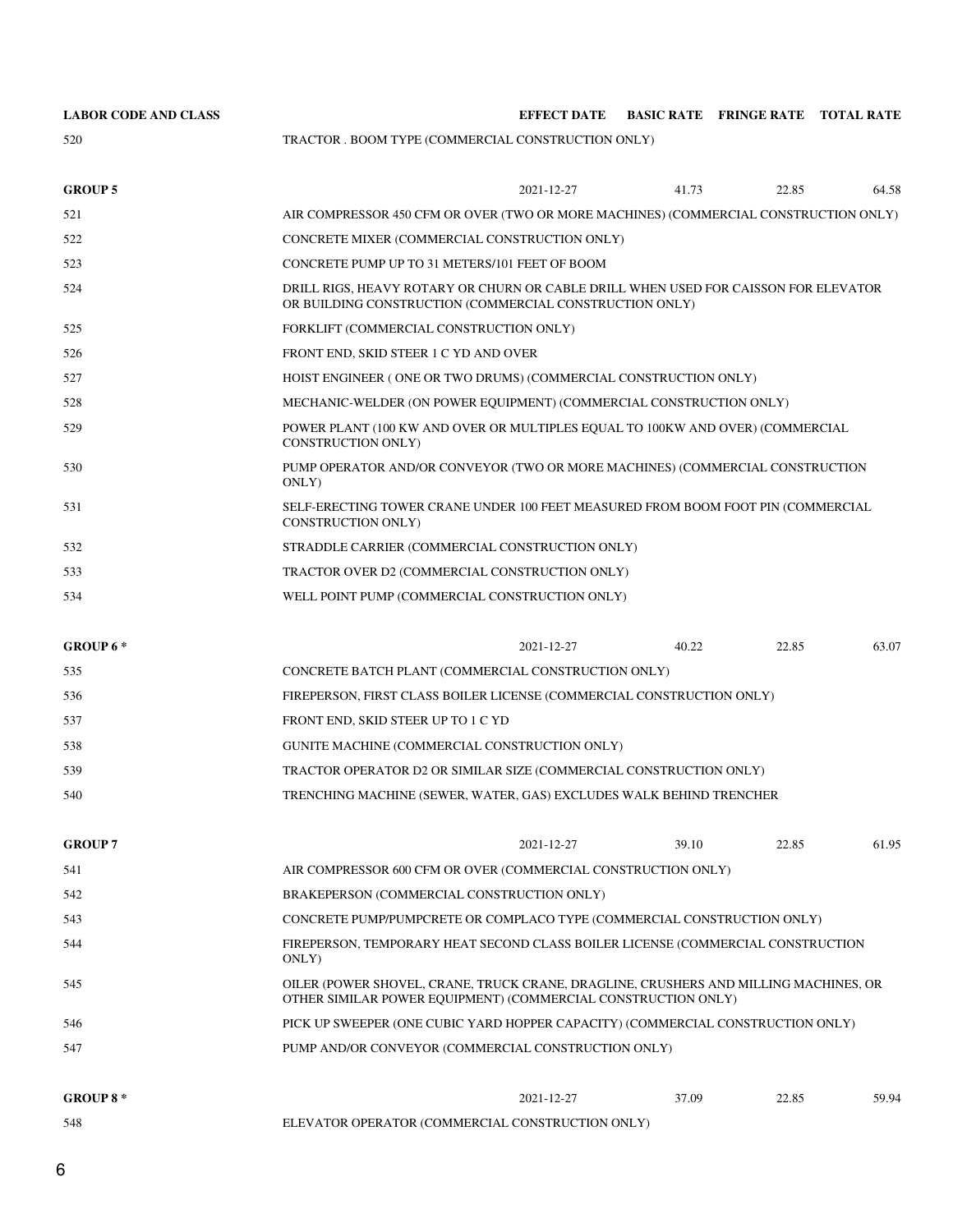| LABOR CODE AND CLASS | | EFFECT DATE | BASIC RATE | FRINGE RATE | TOTAL RATE |
|---|---|---|---|---|---|
| 520 | TRACTOR . BOOM TYPE (COMMERCIAL CONSTRUCTION ONLY) | | | | |
| **GROUP 5** | | 2021-12-27 | 41.73 | 22.85 | 64.58 |
| 521 | AIR COMPRESSOR 450 CFM OR OVER (TWO OR MORE MACHINES) (COMMERCIAL CONSTRUCTION ONLY) | | | | |
| 522 | CONCRETE MIXER (COMMERCIAL CONSTRUCTION ONLY) | | | | |
| 523 | CONCRETE PUMP UP TO 31 METERS/101 FEET OF BOOM | | | | |
| 524 | DRILL RIGS, HEAVY ROTARY OR CHURN OR CABLE DRILL WHEN USED FOR CAISSON FOR ELEVATOR OR BUILDING CONSTRUCTION (COMMERCIAL CONSTRUCTION ONLY) | | | | |
| 525 | FORKLIFT (COMMERCIAL CONSTRUCTION ONLY) | | | | |
| 526 | FRONT END, SKID STEER 1 C YD AND OVER | | | | |
| 527 | HOIST ENGINEER ( ONE OR TWO DRUMS) (COMMERCIAL CONSTRUCTION ONLY) | | | | |
| 528 | MECHANIC-WELDER (ON POWER EQUIPMENT) (COMMERCIAL CONSTRUCTION ONLY) | | | | |
| 529 | POWER PLANT (100 KW AND OVER OR MULTIPLES EQUAL TO 100KW AND OVER) (COMMERCIAL CONSTRUCTION ONLY) | | | | |
| 530 | PUMP OPERATOR AND/OR CONVEYOR (TWO OR MORE MACHINES) (COMMERCIAL CONSTRUCTION ONLY) | | | | |
| 531 | SELF-ERECTING TOWER CRANE UNDER 100 FEET MEASURED FROM BOOM FOOT PIN (COMMERCIAL CONSTRUCTION ONLY) | | | | |
| 532 | STRADDLE CARRIER (COMMERCIAL CONSTRUCTION ONLY) | | | | |
| 533 | TRACTOR OVER D2 (COMMERCIAL CONSTRUCTION ONLY) | | | | |
| 534 | WELL POINT PUMP (COMMERCIAL CONSTRUCTION ONLY) | | | | |
| **GROUP 6 *** | | 2021-12-27 | 40.22 | 22.85 | 63.07 |
| 535 | CONCRETE BATCH PLANT (COMMERCIAL CONSTRUCTION ONLY) | | | | |
| 536 | FIREPERSON, FIRST CLASS BOILER LICENSE (COMMERCIAL CONSTRUCTION ONLY) | | | | |
| 537 | FRONT END, SKID STEER UP TO 1 C YD | | | | |
| 538 | GUNITE MACHINE (COMMERCIAL CONSTRUCTION ONLY) | | | | |
| 539 | TRACTOR OPERATOR D2 OR SIMILAR SIZE (COMMERCIAL CONSTRUCTION ONLY) | | | | |
| 540 | TRENCHING MACHINE (SEWER, WATER, GAS) EXCLUDES WALK BEHIND TRENCHER | | | | |
| **GROUP 7** | | 2021-12-27 | 39.10 | 22.85 | 61.95 |
| 541 | AIR COMPRESSOR 600 CFM OR OVER (COMMERCIAL CONSTRUCTION ONLY) | | | | |
| 542 | BRAKEPERSON (COMMERCIAL CONSTRUCTION ONLY) | | | | |
| 543 | CONCRETE PUMP/PUMPCRETE OR COMPLACO TYPE (COMMERCIAL CONSTRUCTION ONLY) | | | | |
| 544 | FIREPERSON, TEMPORARY HEAT SECOND CLASS BOILER LICENSE (COMMERCIAL CONSTRUCTION ONLY) | | | | |
| 545 | OILER (POWER SHOVEL, CRANE, TRUCK CRANE, DRAGLINE, CRUSHERS AND MILLING MACHINES, OR OTHER SIMILAR POWER EQUIPMENT) (COMMERCIAL CONSTRUCTION ONLY) | | | | |
| 546 | PICK UP SWEEPER (ONE CUBIC YARD HOPPER CAPACITY) (COMMERCIAL CONSTRUCTION ONLY) | | | | |
| 547 | PUMP AND/OR CONVEYOR (COMMERCIAL CONSTRUCTION ONLY) | | | | |
| **GROUP 8 *** | | 2021-12-27 | 37.09 | 22.85 | 59.94 |
| 548 | ELEVATOR OPERATOR (COMMERCIAL CONSTRUCTION ONLY) | | | | |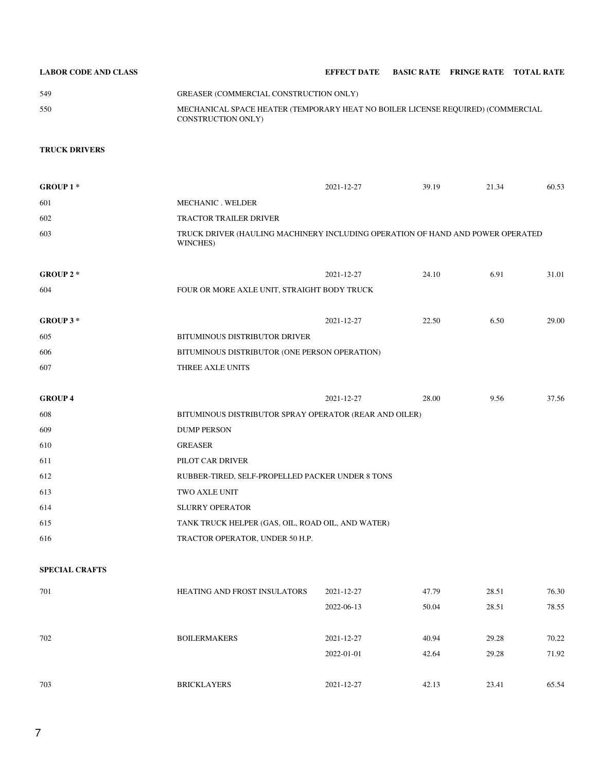| LABOR CODE AND CLASS | | EFFECT DATE | BASIC RATE | FRINGE RATE | TOTAL RATE |
|---|---|---|---|---|---|
| 549 | GREASER (COMMERCIAL CONSTRUCTION ONLY) | | | | |
| 550 | MECHANICAL SPACE HEATER (TEMPORARY HEAT NO BOILER LICENSE REQUIRED) (COMMERCIAL CONSTRUCTION ONLY) | | | | |
| **TRUCK DRIVERS** | | | | | |
| **GROUP 1 *** | | 2021-12-27 | 39.19 | 21.34 | 60.53 |
| 601 | MECHANIC . WELDER | | | | |
| 602 | TRACTOR TRAILER DRIVER | | | | |
| 603 | TRUCK DRIVER (HAULING MACHINERY INCLUDING OPERATION OF HAND AND POWER OPERATED WINCHES) | | | | |
| **GROUP 2 *** | | 2021-12-27 | 24.10 | 6.91 | 31.01 |
| 604 | FOUR OR MORE AXLE UNIT, STRAIGHT BODY TRUCK | | | | |
| **GROUP 3 *** | | 2021-12-27 | 22.50 | 6.50 | 29.00 |
| 605 | BITUMINOUS DISTRIBUTOR DRIVER | | | | |
| 606 | BITUMINOUS DISTRIBUTOR (ONE PERSON OPERATION) | | | | |
| 607 | THREE AXLE UNITS | | | | |
| **GROUP 4** | | 2021-12-27 | 28.00 | 9.56 | 37.56 |
| 608 | BITUMINOUS DISTRIBUTOR SPRAY OPERATOR (REAR AND OILER) | | | | |
| 609 | DUMP PERSON | | | | |
| 610 | GREASER | | | | |
| 611 | PILOT CAR DRIVER | | | | |
| 612 | RUBBER-TIRED, SELF-PROPELLED PACKER UNDER 8 TONS | | | | |
| 613 | TWO AXLE UNIT | | | | |
| 614 | SLURRY OPERATOR | | | | |
| 615 | TANK TRUCK HELPER (GAS, OIL, ROAD OIL, AND WATER) | | | | |
| 616 | TRACTOR OPERATOR, UNDER 50 H.P. | | | | |
| **SPECIAL CRAFTS** | | | | | |
| 701 | HEATING AND FROST INSULATORS | 2021-12-27 | 47.79 | 28.51 | 76.30 |
| | | 2022-06-13 | 50.04 | 28.51 | 78.55 |
| 702 | BOILERMAKERS | 2021-12-27 | 40.94 | 29.28 | 70.22 |
| | | 2022-01-01 | 42.64 | 29.28 | 71.92 |
| 703 | BRICKLAYERS | 2021-12-27 | 42.13 | 23.41 | 65.54 |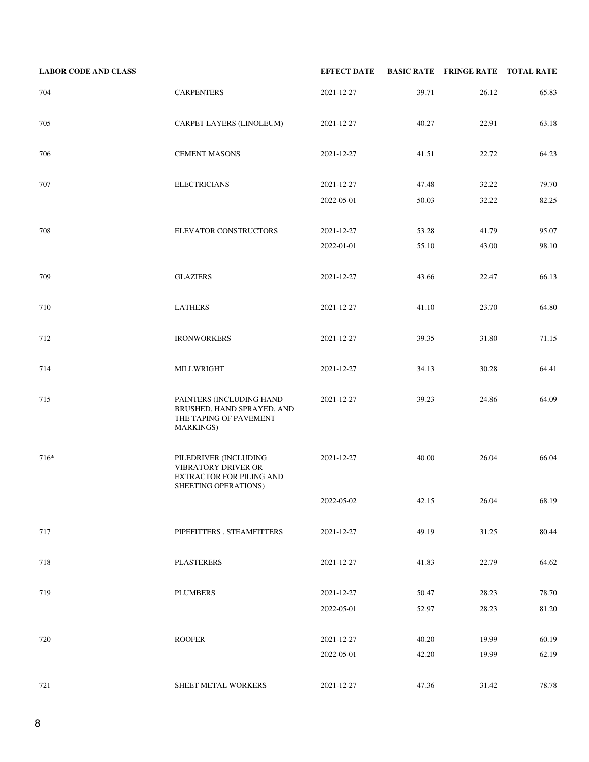| LABOR CODE AND CLASS | | EFFECT DATE | BASIC RATE | FRINGE RATE | TOTAL RATE |
|---|---|---|---|---|---|
| 704 | CARPENTERS | 2021-12-27 | 39.71 | 26.12 | 65.83 |
| 705 | CARPET LAYERS (LINOLEUM) | 2021-12-27 | 40.27 | 22.91 | 63.18 |
| 706 | CEMENT MASONS | 2021-12-27 | 41.51 | 22.72 | 64.23 |
| 707 | ELECTRICIANS | 2021-12-27 | 47.48 | 32.22 | 79.70 |
| | | 2022-05-01 | 50.03 | 32.22 | 82.25 |
| 708 | ELEVATOR CONSTRUCTORS | 2021-12-27 | 53.28 | 41.79 | 95.07 |
| | | 2022-01-01 | 55.10 | 43.00 | 98.10 |
| 709 | GLAZIERS | 2021-12-27 | 43.66 | 22.47 | 66.13 |
| 710 | LATHERS | 2021-12-27 | 41.10 | 23.70 | 64.80 |
| 712 | IRONWORKERS | 2021-12-27 | 39.35 | 31.80 | 71.15 |
| 714 | MILLWRIGHT | 2021-12-27 | 34.13 | 30.28 | 64.41 |
| 715 | PAINTERS (INCLUDING HAND BRUSHED, HAND SPRAYED, AND THE TAPING OF PAVEMENT MARKINGS) | 2021-12-27 | 39.23 | 24.86 | 64.09 |
| 716* | PILEDRIVER (INCLUDING VIBRATORY DRIVER OR EXTRACTOR FOR PILING AND SHEETING OPERATIONS) | 2021-12-27 | 40.00 | 26.04 | 66.04 |
| | | 2022-05-02 | 42.15 | 26.04 | 68.19 |
| 717 | PIPEFITTERS . STEAMFITTERS | 2021-12-27 | 49.19 | 31.25 | 80.44 |
| 718 | PLASTERERS | 2021-12-27 | 41.83 | 22.79 | 64.62 |
| 719 | PLUMBERS | 2021-12-27 | 50.47 | 28.23 | 78.70 |
| | | 2022-05-01 | 52.97 | 28.23 | 81.20 |
| 720 | ROOFER | 2021-12-27 | 40.20 | 19.99 | 60.19 |
| | | 2022-05-01 | 42.20 | 19.99 | 62.19 |
| 721 | SHEET METAL WORKERS | 2021-12-27 | 47.36 | 31.42 | 78.78 |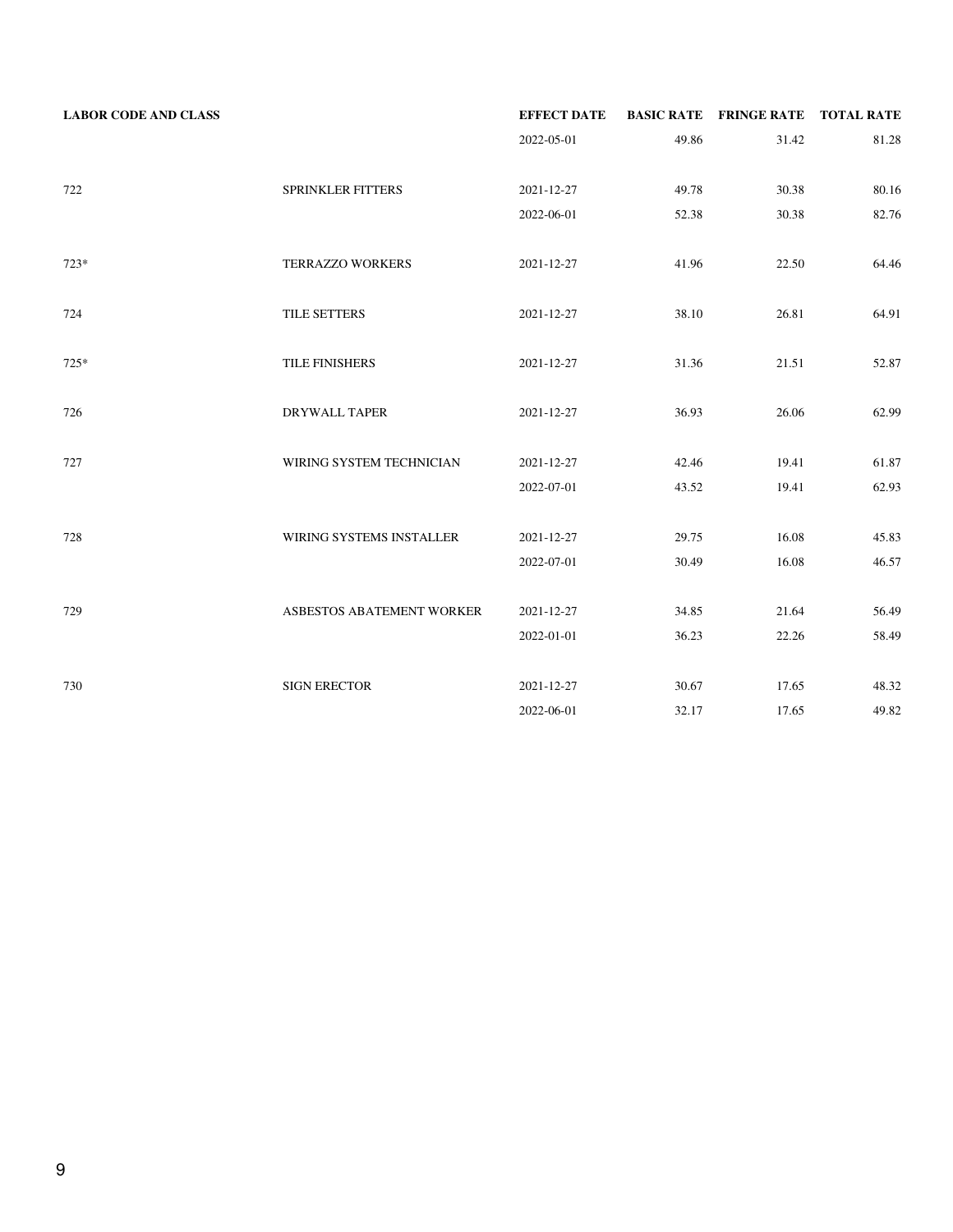| LABOR CODE AND CLASS | | EFFECT DATE | BASIC RATE | FRINGE RATE | TOTAL RATE |
|---|---|---|---|---|---|
| | | 2022-05-01 | 49.86 | 31.42 | 81.28 |
| 722 | SPRINKLER FITTERS | 2021-12-27 | 49.78 | 30.38 | 80.16 |
| | | 2022-06-01 | 52.38 | 30.38 | 82.76 |
| 723* | TERRAZZO WORKERS | 2021-12-27 | 41.96 | 22.50 | 64.46 |
| 724 | TILE SETTERS | 2021-12-27 | 38.10 | 26.81 | 64.91 |
| 725* | TILE FINISHERS | 2021-12-27 | 31.36 | 21.51 | 52.87 |
| 726 | DRYWALL TAPER | 2021-12-27 | 36.93 | 26.06 | 62.99 |
| 727 | WIRING SYSTEM TECHNICIAN | 2021-12-27 | 42.46 | 19.41 | 61.87 |
| | | 2022-07-01 | 43.52 | 19.41 | 62.93 |
| 728 | WIRING SYSTEMS INSTALLER | 2021-12-27 | 29.75 | 16.08 | 45.83 |
| | | 2022-07-01 | 30.49 | 16.08 | 46.57 |
| 729 | ASBESTOS ABATEMENT WORKER | 2021-12-27 | 34.85 | 21.64 | 56.49 |
| | | 2022-01-01 | 36.23 | 22.26 | 58.49 |
| 730 | SIGN ERECTOR | 2021-12-27 | 30.67 | 17.65 | 48.32 |
| | | 2022-06-01 | 32.17 | 17.65 | 49.82 |